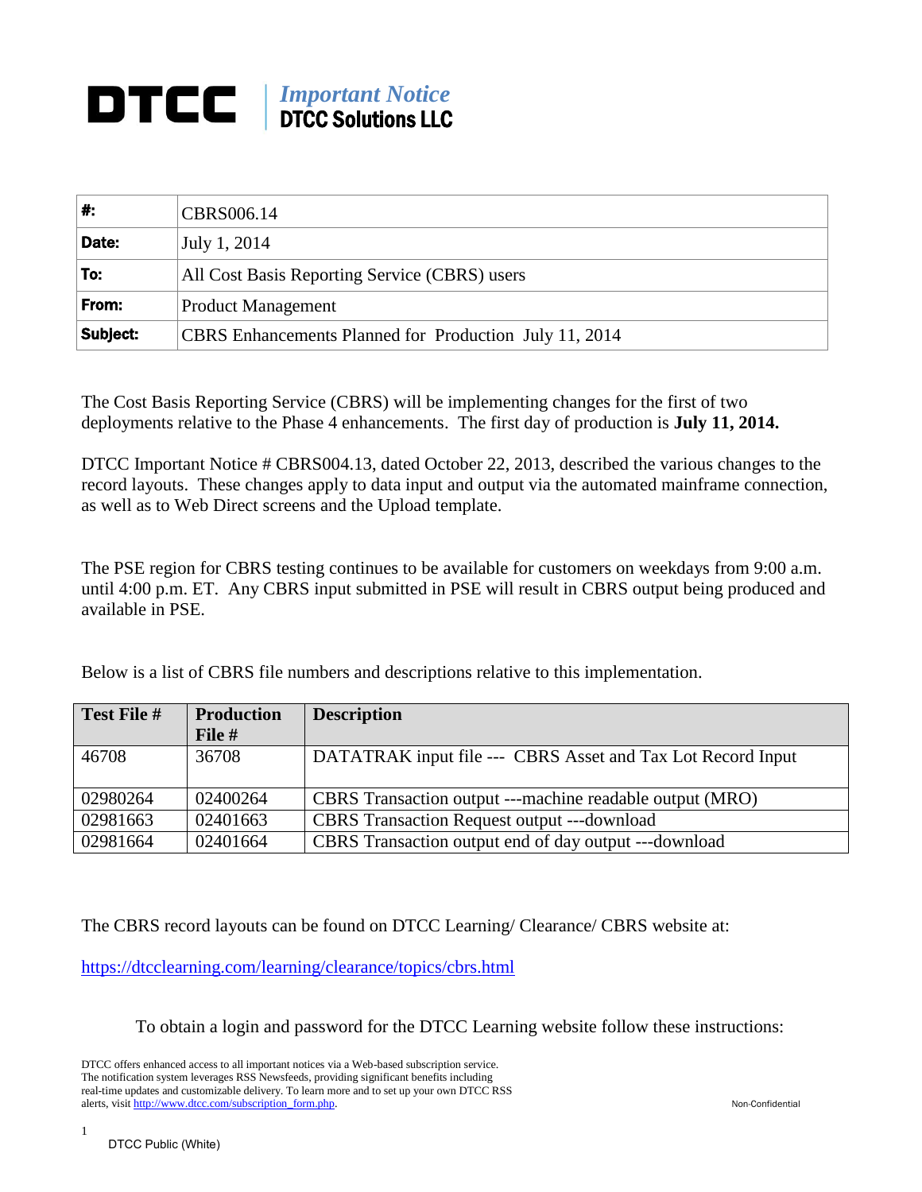# DTCC | *Important Notice* DTCC Solutions LLC

| **#:** | CBRS006.14 |
|---|---|
| **Date:** | July 1, 2014 |
| **To:** | All Cost Basis Reporting Service (CBRS) users |
| **From:** | Product Management |
| **Subject:** | CBRS Enhancements Planned for Production July 11, 2014 |

The Cost Basis Reporting Service (CBRS) will be implementing changes for the first of two deployments relative to the Phase 4 enhancements. The first day of production is **July 11, 2014.**

DTCC Important Notice # CBRS004.13, dated October 22, 2013, described the various changes to the record layouts. These changes apply to data input and output via the automated mainframe connection, as well as to Web Direct screens and the Upload template.

The PSE region for CBRS testing continues to be available for customers on weekdays from 9:00 a.m. until 4:00 p.m. ET. Any CBRS input submitted in PSE will result in CBRS output being produced and available in PSE.

Below is a list of CBRS file numbers and descriptions relative to this implementation.

| **Test File #** | **Production File #** | **Description** |
|---|---|---|
| 46708 | 36708 | DATATRAK input file --- CBRS Asset and Tax Lot Record Input |
| 02980264 | 02400264 | CBRS Transaction output ---machine readable output (MRO) |
| 02981663 | 02401663 | CBRS Transaction Request output ---download |
| 02981664 | 02401664 | CBRS Transaction output end of day output ---download |

The CBRS record layouts can be found on DTCC Learning/ Clearance/ CBRS website at:

https://dtcclearning.com/learning/clearance/topics/cbrs.html

To obtain a login and password for the DTCC Learning website follow these instructions:

DTCC offers enhanced access to all important notices via a Web-based subscription service. The notification system leverages RSS Newsfeeds, providing significant benefits including real-time updates and customizable delivery. To learn more and to set up your own DTCC RSS alerts, visit http://www.dtcc.com/subscription_form.php.

Non-Confidential

DTCC Public (White)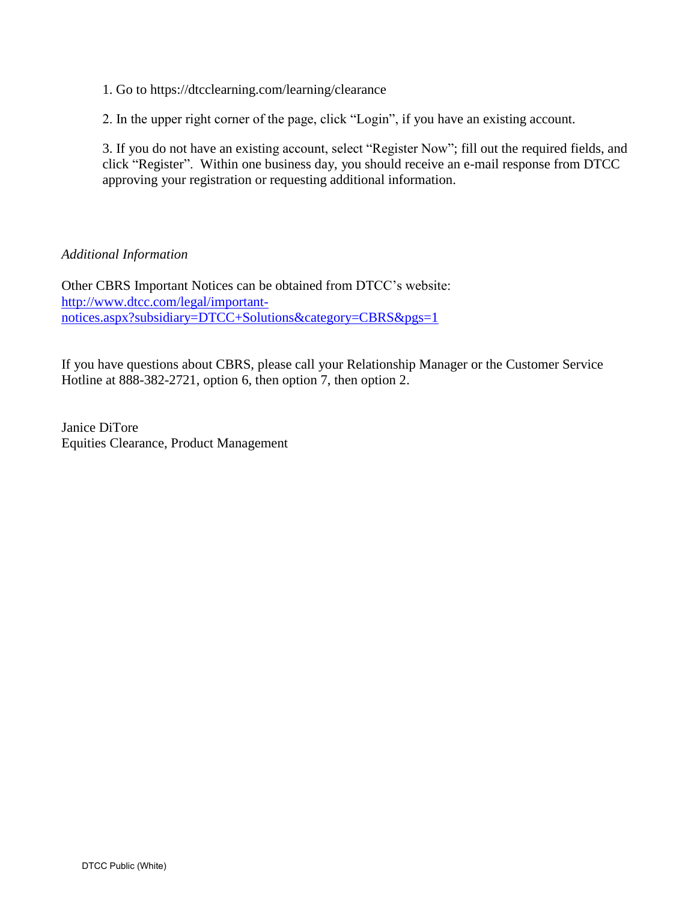1. Go to https://dtcclearning.com/learning/clearance

2. In the upper right corner of the page, click "Login", if you have an existing account.

3. If you do not have an existing account, select "Register Now"; fill out the required fields, and click "Register". Within one business day, you should receive an e-mail response from DTCC approving your registration or requesting additional information.

*Additional Information*

Other CBRS Important Notices can be obtained from DTCC's website: http://www.dtcc.com/legal/important-notices.aspx?subsidiary=DTCC+Solutions&category=CBRS&pgs=1

If you have questions about CBRS, please call your Relationship Manager or the Customer Service Hotline at 888-382-2721, option 6, then option 7, then option 2.

Janice DiTore
Equities Clearance, Product Management

DTCC Public (White)